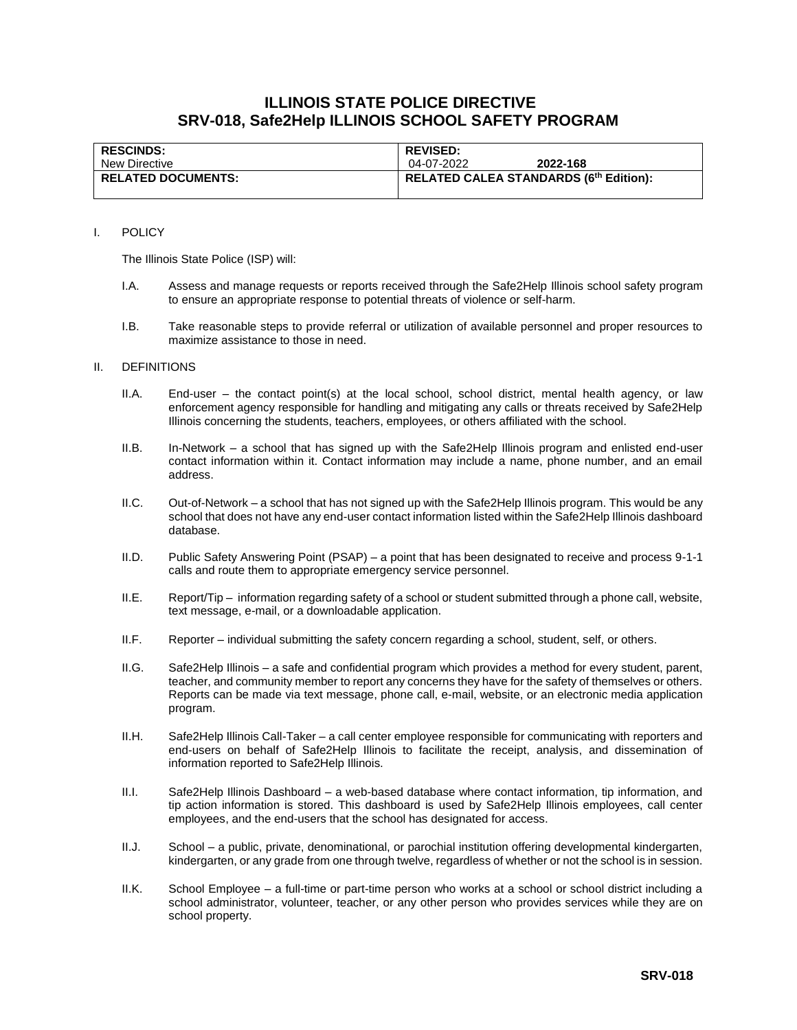# ILLINOIS STATE POLICE DIRECTIVE
# SRV-018, Safe2Help ILLINOIS SCHOOL SAFETY PROGRAM

| **RESCINDS:** New Directive | **REVISED:** 04-07-2022 **2022-168** |
|---|---|
| **RELATED DOCUMENTS:** | **RELATED CALEA STANDARDS (6th Edition):** |

I. POLICY

The Illinois State Police (ISP) will:

I.A. Assess and manage requests or reports received through the Safe2Help Illinois school safety program to ensure an appropriate response to potential threats of violence or self-harm.

I.B. Take reasonable steps to provide referral or utilization of available personnel and proper resources to maximize assistance to those in need.

II. DEFINITIONS

II.A. End-user – the contact point(s) at the local school, school district, mental health agency, or law enforcement agency responsible for handling and mitigating any calls or threats received by Safe2Help Illinois concerning the students, teachers, employees, or others affiliated with the school.

II.B. In-Network – a school that has signed up with the Safe2Help Illinois program and enlisted end-user contact information within it. Contact information may include a name, phone number, and an email address.

II.C. Out-of-Network – a school that has not signed up with the Safe2Help Illinois program. This would be any school that does not have any end-user contact information listed within the Safe2Help Illinois dashboard database.

II.D. Public Safety Answering Point (PSAP) – a point that has been designated to receive and process 9-1-1 calls and route them to appropriate emergency service personnel.

II.E. Report/Tip – information regarding safety of a school or student submitted through a phone call, website, text message, e-mail, or a downloadable application.

II.F. Reporter – individual submitting the safety concern regarding a school, student, self, or others.

II.G. Safe2Help Illinois – a safe and confidential program which provides a method for every student, parent, teacher, and community member to report any concerns they have for the safety of themselves or others. Reports can be made via text message, phone call, e-mail, website, or an electronic media application program.

II.H. Safe2Help Illinois Call-Taker – a call center employee responsible for communicating with reporters and end-users on behalf of Safe2Help Illinois to facilitate the receipt, analysis, and dissemination of information reported to Safe2Help Illinois.

II.I. Safe2Help Illinois Dashboard – a web-based database where contact information, tip information, and tip action information is stored. This dashboard is used by Safe2Help Illinois employees, call center employees, and the end-users that the school has designated for access.

II.J. School – a public, private, denominational, or parochial institution offering developmental kindergarten, kindergarten, or any grade from one through twelve, regardless of whether or not the school is in session.

II.K. School Employee – a full-time or part-time person who works at a school or school district including a school administrator, volunteer, teacher, or any other person who provides services while they are on school property.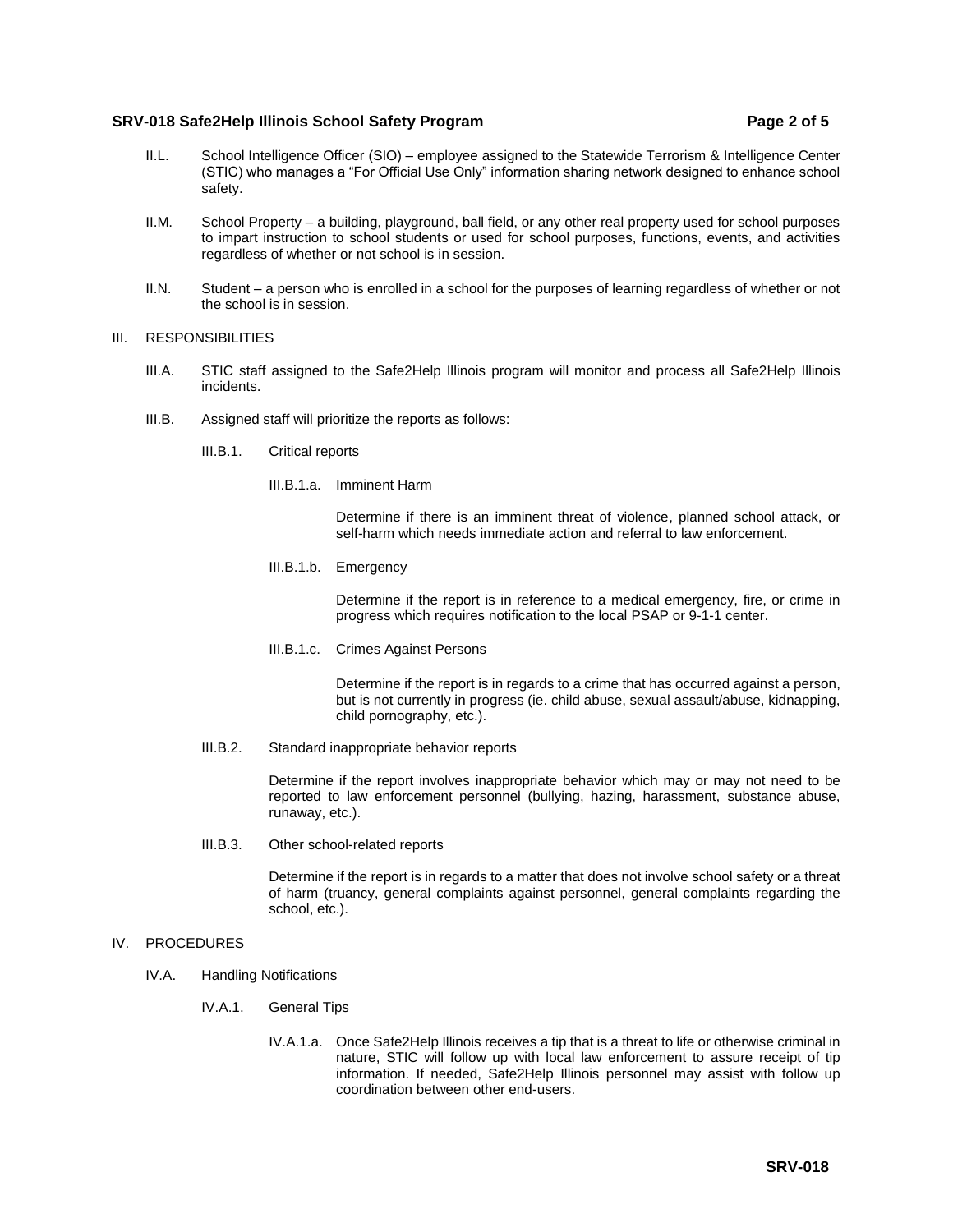II.L. School Intelligence Officer (SIO) – employee assigned to the Statewide Terrorism & Intelligence Center (STIC) who manages a "For Official Use Only" information sharing network designed to enhance school safety.

II.M. School Property – a building, playground, ball field, or any other real property used for school purposes to impart instruction to school students or used for school purposes, functions, events, and activities regardless of whether or not school is in session.

II.N. Student – a person who is enrolled in a school for the purposes of learning regardless of whether or not the school is in session.

## III. RESPONSIBILITIES

III.A. STIC staff assigned to the Safe2Help Illinois program will monitor and process all Safe2Help Illinois incidents.

III.B. Assigned staff will prioritize the reports as follows:

III.B.1. Critical reports

III.B.1.a. Imminent Harm

Determine if there is an imminent threat of violence, planned school attack, or self-harm which needs immediate action and referral to law enforcement.

III.B.1.b. Emergency

Determine if the report is in reference to a medical emergency, fire, or crime in progress which requires notification to the local PSAP or 9-1-1 center.

III.B.1.c. Crimes Against Persons

Determine if the report is in regards to a crime that has occurred against a person, but is not currently in progress (ie. child abuse, sexual assault/abuse, kidnapping, child pornography, etc.).

III.B.2. Standard inappropriate behavior reports

Determine if the report involves inappropriate behavior which may or may not need to be reported to law enforcement personnel (bullying, hazing, harassment, substance abuse, runaway, etc.).

III.B.3. Other school-related reports

Determine if the report is in regards to a matter that does not involve school safety or a threat of harm (truancy, general complaints against personnel, general complaints regarding the school, etc.).

## IV. PROCEDURES

IV.A. Handling Notifications

IV.A.1. General Tips

IV.A.1.a. Once Safe2Help Illinois receives a tip that is a threat to life or otherwise criminal in nature, STIC will follow up with local law enforcement to assure receipt of tip information. If needed, Safe2Help Illinois personnel may assist with follow up coordination between other end-users.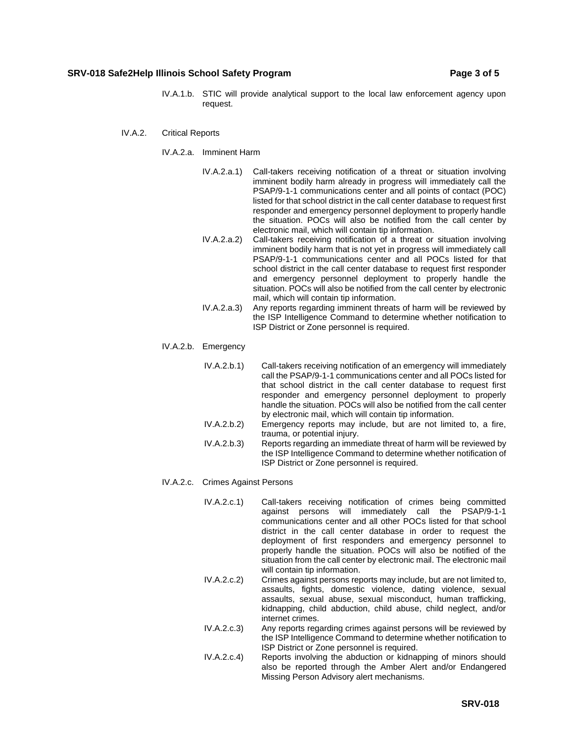IV.A.1.b. STIC will provide analytical support to the local law enforcement agency upon request.

IV.A.2. Critical Reports

IV.A.2.a. Imminent Harm

IV.A.2.a.1) Call-takers receiving notification of a threat or situation involving imminent bodily harm already in progress will immediately call the PSAP/9-1-1 communications center and all points of contact (POC) listed for that school district in the call center database to request first responder and emergency personnel deployment to properly handle the situation. POCs will also be notified from the call center by electronic mail, which will contain tip information.

IV.A.2.a.2) Call-takers receiving notification of a threat or situation involving imminent bodily harm that is not yet in progress will immediately call PSAP/9-1-1 communications center and all POCs listed for that school district in the call center database to request first responder and emergency personnel deployment to properly handle the situation. POCs will also be notified from the call center by electronic mail, which will contain tip information.

IV.A.2.a.3) Any reports regarding imminent threats of harm will be reviewed by the ISP Intelligence Command to determine whether notification to ISP District or Zone personnel is required.

IV.A.2.b. Emergency

IV.A.2.b.1) Call-takers receiving notification of an emergency will immediately call the PSAP/9-1-1 communications center and all POCs listed for that school district in the call center database to request first responder and emergency personnel deployment to properly handle the situation. POCs will also be notified from the call center by electronic mail, which will contain tip information.

IV.A.2.b.2) Emergency reports may include, but are not limited to, a fire, trauma, or potential injury.

IV.A.2.b.3) Reports regarding an immediate threat of harm will be reviewed by the ISP Intelligence Command to determine whether notification of ISP District or Zone personnel is required.

IV.A.2.c. Crimes Against Persons

IV.A.2.c.1) Call-takers receiving notification of crimes being committed against persons will immediately call the PSAP/9-1-1 communications center and all other POCs listed for that school district in the call center database in order to request the deployment of first responders and emergency personnel to properly handle the situation. POCs will also be notified of the situation from the call center by electronic mail. The electronic mail will contain tip information.

IV.A.2.c.2) Crimes against persons reports may include, but are not limited to, assaults, fights, domestic violence, dating violence, sexual assaults, sexual abuse, sexual misconduct, human trafficking, kidnapping, child abduction, child abuse, child neglect, and/or internet crimes.

IV.A.2.c.3) Any reports regarding crimes against persons will be reviewed by the ISP Intelligence Command to determine whether notification to ISP District or Zone personnel is required.

IV.A.2.c.4) Reports involving the abduction or kidnapping of minors should also be reported through the Amber Alert and/or Endangered Missing Person Advisory alert mechanisms.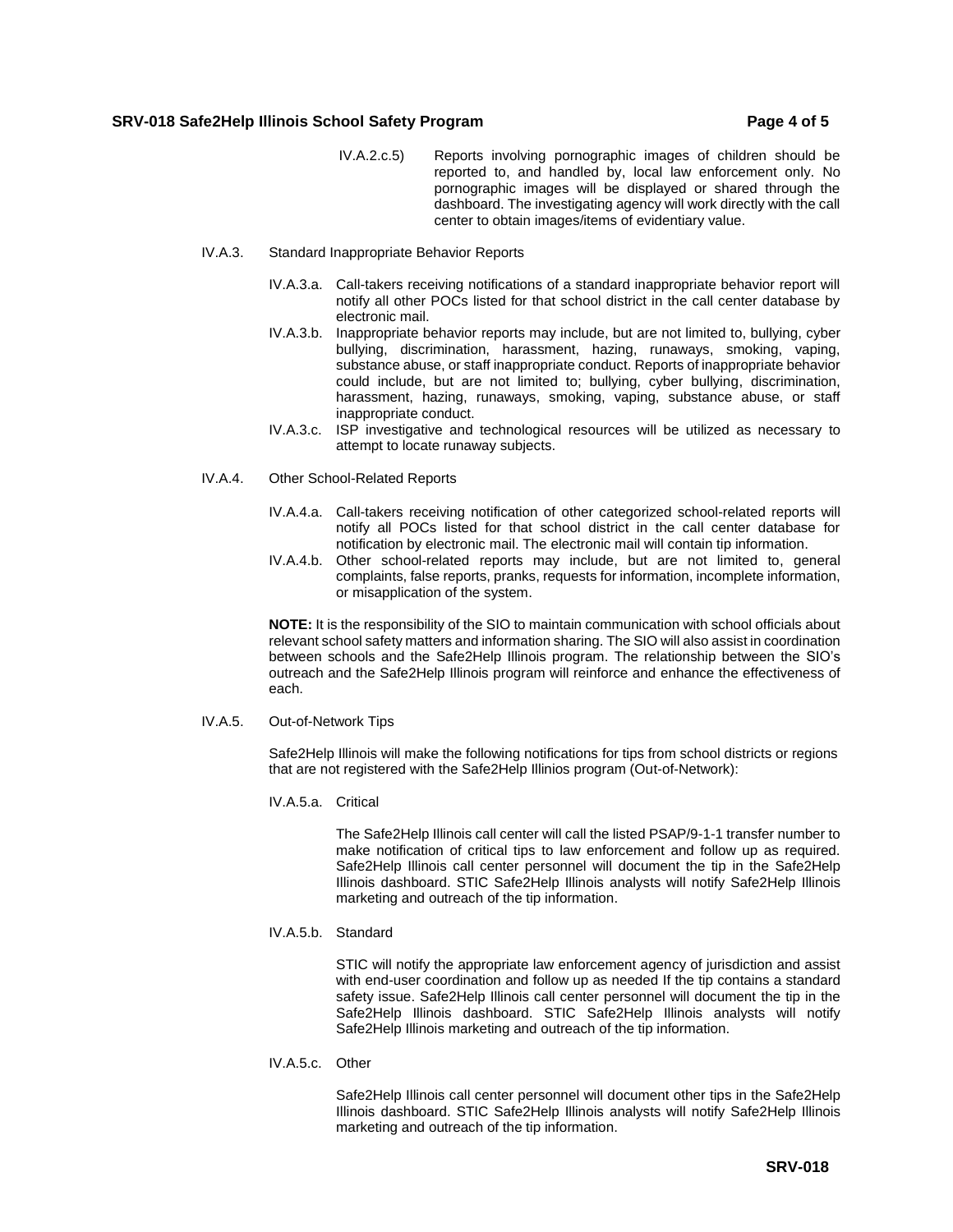IV.A.2.c.5) Reports involving pornographic images of children should be reported to, and handled by, local law enforcement only. No pornographic images will be displayed or shared through the dashboard. The investigating agency will work directly with the call center to obtain images/items of evidentiary value.

IV.A.3. Standard Inappropriate Behavior Reports

IV.A.3.a. Call-takers receiving notifications of a standard inappropriate behavior report will notify all other POCs listed for that school district in the call center database by electronic mail.

IV.A.3.b. Inappropriate behavior reports may include, but are not limited to, bullying, cyber bullying, discrimination, harassment, hazing, runaways, smoking, vaping, substance abuse, or staff inappropriate conduct. Reports of inappropriate behavior could include, but are not limited to; bullying, cyber bullying, discrimination, harassment, hazing, runaways, smoking, vaping, substance abuse, or staff inappropriate conduct.

IV.A.3.c. ISP investigative and technological resources will be utilized as necessary to attempt to locate runaway subjects.

IV.A.4. Other School-Related Reports

IV.A.4.a. Call-takers receiving notification of other categorized school-related reports will notify all POCs listed for that school district in the call center database for notification by electronic mail. The electronic mail will contain tip information.

IV.A.4.b. Other school-related reports may include, but are not limited to, general complaints, false reports, pranks, requests for information, incomplete information, or misapplication of the system.

**NOTE:** It is the responsibility of the SIO to maintain communication with school officials about relevant school safety matters and information sharing. The SIO will also assist in coordination between schools and the Safe2Help Illinois program. The relationship between the SIO's outreach and the Safe2Help Illinois program will reinforce and enhance the effectiveness of each.

IV.A.5. Out-of-Network Tips

Safe2Help Illinois will make the following notifications for tips from school districts or regions that are not registered with the Safe2Help Illinios program (Out-of-Network):

IV.A.5.a. Critical

The Safe2Help Illinois call center will call the listed PSAP/9-1-1 transfer number to make notification of critical tips to law enforcement and follow up as required. Safe2Help Illinois call center personnel will document the tip in the Safe2Help Illinois dashboard. STIC Safe2Help Illinois analysts will notify Safe2Help Illinois marketing and outreach of the tip information.

IV.A.5.b. Standard

STIC will notify the appropriate law enforcement agency of jurisdiction and assist with end-user coordination and follow up as needed If the tip contains a standard safety issue. Safe2Help Illinois call center personnel will document the tip in the Safe2Help Illinois dashboard. STIC Safe2Help Illinois analysts will notify Safe2Help Illinois marketing and outreach of the tip information.

IV.A.5.c. Other

Safe2Help Illinois call center personnel will document other tips in the Safe2Help Illinois dashboard. STIC Safe2Help Illinois analysts will notify Safe2Help Illinois marketing and outreach of the tip information.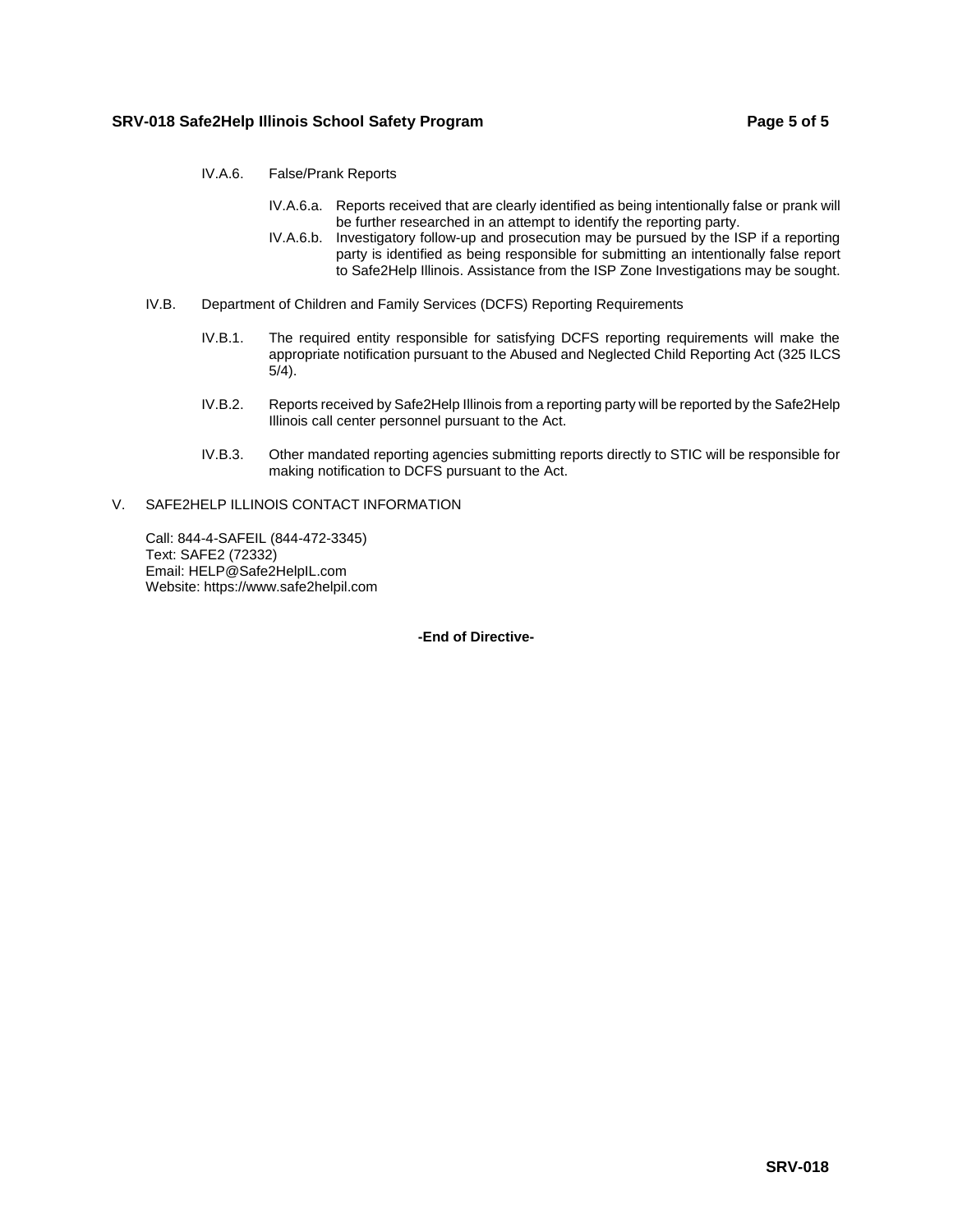IV.A.6. False/Prank Reports

IV.A.6.a. Reports received that are clearly identified as being intentionally false or prank will be further researched in an attempt to identify the reporting party.

IV.A.6.b. Investigatory follow-up and prosecution may be pursued by the ISP if a reporting party is identified as being responsible for submitting an intentionally false report to Safe2Help Illinois. Assistance from the ISP Zone Investigations may be sought.

IV.B. Department of Children and Family Services (DCFS) Reporting Requirements

IV.B.1. The required entity responsible for satisfying DCFS reporting requirements will make the appropriate notification pursuant to the Abused and Neglected Child Reporting Act (325 ILCS 5/4).

IV.B.2. Reports received by Safe2Help Illinois from a reporting party will be reported by the Safe2Help Illinois call center personnel pursuant to the Act.

IV.B.3. Other mandated reporting agencies submitting reports directly to STIC will be responsible for making notification to DCFS pursuant to the Act.

## V. SAFE2HELP ILLINOIS CONTACT INFORMATION

Call: 844-4-SAFEIL (844-472-3345)
Text: SAFE2 (72332)
Email: HELP@Safe2HelpIL.com
Website: https://www.safe2helpil.com

**-End of Directive-**